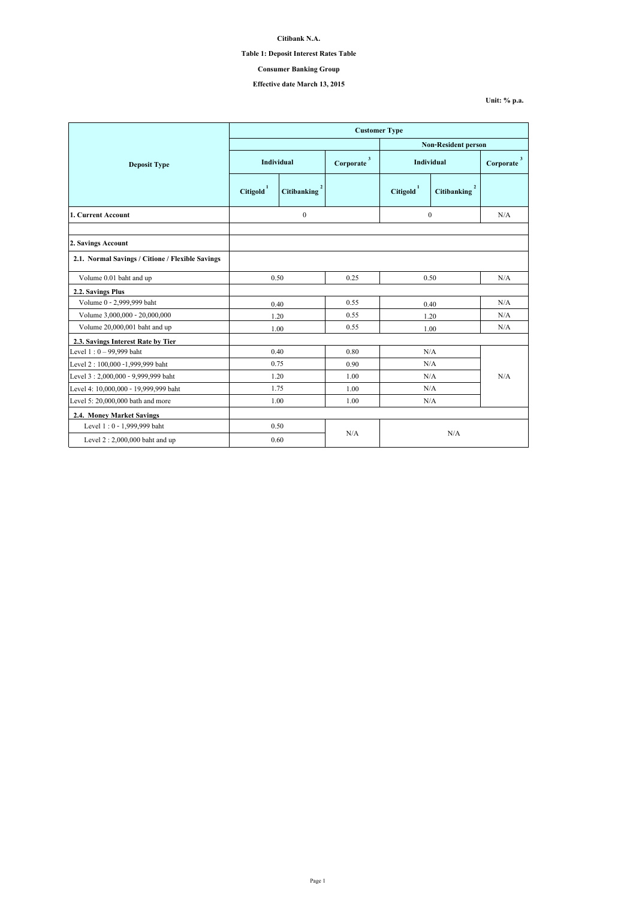**Citibank N.A.**

**Table 1: Deposit Interest Rates Table**

**Consumer Banking Group**

**Effective date March 13, 2015**

**Unit: % p.a.**

| Deposit Type | Customer Type | | | | | |
|---|---|---|---|---|---|---|
| | | | | Non-Resident person | | |
| | Individual | | Corporate [3] | Individual | | Corporate [3] |
| | Citigold [1] | Citibanking [2] | | Citigold [1] | Citibanking [2] | |
| **1. Current Account** | 0 | | | 0 | | N/A |
| | | | | | | |
| **2. Savings Account** | | | | | | |
| **2.1. Normal Savings / Citione / Flexible Savings** | | | | | | |
| Volume 0.01 baht and up | 0.50 | | 0.25 | 0.50 | | N/A |
| **2.2. Savings Plus** | | | | | | |
| Volume 0 - 2,999,999 baht | 0.40 | | 0.55 | 0.40 | | N/A |
| Volume 3,000,000 - 20,000,000 | 1.20 | | 0.55 | 1.20 | | N/A |
| Volume 20,000,001 baht and up | 1.00 | | 0.55 | 1.00 | | N/A |
| **2.3. Savings Interest Rate by Tier** | | | | | | |
| Level 1 : 0 – 99,999 baht | 0.40 | | 0.80 | N/A | | N/A |
| Level 2 : 100,000 -1,999,999 baht | 0.75 | | 0.90 | N/A | | |
| Level 3 : 2,000,000 - 9,999,999 baht | 1.20 | | 1.00 | N/A | | |
| Level 4: 10,000,000 - 19,999,999 baht | 1.75 | | 1.00 | N/A | | |
| Level 5: 20,000,000 bath and more | 1.00 | | 1.00 | N/A | | |
| **2.4. Money Market Savings** | | | | | | |
| Level 1 : 0 - 1,999,999 baht | 0.50 | | N/A | N/A | | |
| Level 2 : 2,000,000 baht and up | 0.60 | | | | | |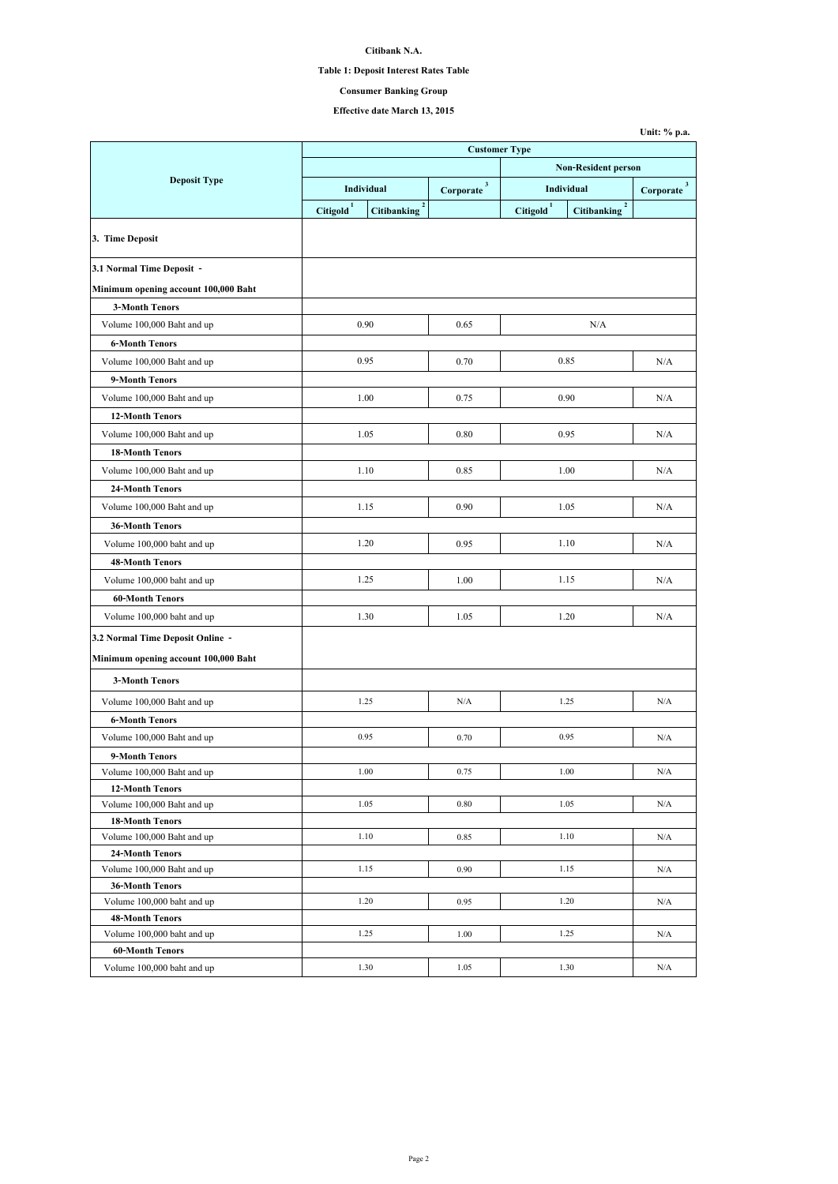**Citibank N.A.**

**Table 1: Deposit Interest Rates Table**

**Consumer Banking Group**

**Effective date March 13, 2015**

**Unit: % p.a.**

| Deposit Type | Customer Type | | | | | |
|---|---|---|---|---|---|---|
| | | | | Non-Resident person | | |
| | Individual | | Corporate [3] | Individual | | Corporate [3] |
| | Citigold [1] | Citibanking [2] | | Citigold [1] | Citibanking [2] | |
| **3. Time Deposit** | | | | | | |
| **3.1 Normal Time Deposit -** | | | | | | |
| **Minimum opening account 100,000 Baht** | | | | | | |
| **3-Month Tenors** | | | | | | |
| Volume 100,000 Baht and up | 0.90 | | 0.65 | N/A | | |
| **6-Month Tenors** | | | | | | |
| Volume 100,000 Baht and up | 0.95 | | 0.70 | 0.85 | | N/A |
| **9-Month Tenors** | | | | | | |
| Volume 100,000 Baht and up | 1.00 | | 0.75 | 0.90 | | N/A |
| **12-Month Tenors** | | | | | | |
| Volume 100,000 Baht and up | 1.05 | | 0.80 | 0.95 | | N/A |
| **18-Month Tenors** | | | | | | |
| Volume 100,000 Baht and up | 1.10 | | 0.85 | 1.00 | | N/A |
| **24-Month Tenors** | | | | | | |
| Volume 100,000 Baht and up | 1.15 | | 0.90 | 1.05 | | N/A |
| **36-Month Tenors** | | | | | | |
| Volume 100,000 baht and up | 1.20 | | 0.95 | 1.10 | | N/A |
| **48-Month Tenors** | | | | | | |
| Volume 100,000 baht and up | 1.25 | | 1.00 | 1.15 | | N/A |
| **60-Month Tenors** | | | | | | |
| Volume 100,000 baht and up | 1.30 | | 1.05 | 1.20 | | N/A |
| **3.2 Normal Time Deposit Online -** | | | | | | |
| **Minimum opening account 100,000 Baht** | | | | | | |
| **3-Month Tenors** | | | | | | |
| Volume 100,000 Baht and up | 1.25 | | N/A | 1.25 | | N/A |
| **6-Month Tenors** | | | | | | |
| Volume 100,000 Baht and up | 0.95 | | 0.70 | 0.95 | | N/A |
| **9-Month Tenors** | | | | | | |
| Volume 100,000 Baht and up | 1.00 | | 0.75 | 1.00 | | N/A |
| **12-Month Tenors** | | | | | | |
| Volume 100,000 Baht and up | 1.05 | | 0.80 | 1.05 | | N/A |
| **18-Month Tenors** | | | | | | |
| Volume 100,000 Baht and up | 1.10 | | 0.85 | 1.10 | | N/A |
| **24-Month Tenors** | | | | | | |
| Volume 100,000 Baht and up | 1.15 | | 0.90 | 1.15 | | N/A |
| **36-Month Tenors** | | | | | | |
| Volume 100,000 baht and up | 1.20 | | 0.95 | 1.20 | | N/A |
| **48-Month Tenors** | | | | | | |
| Volume 100,000 baht and up | 1.25 | | 1.00 | 1.25 | | N/A |
| **60-Month Tenors** | | | | | | |
| Volume 100,000 baht and up | 1.30 | | 1.05 | 1.30 | | N/A |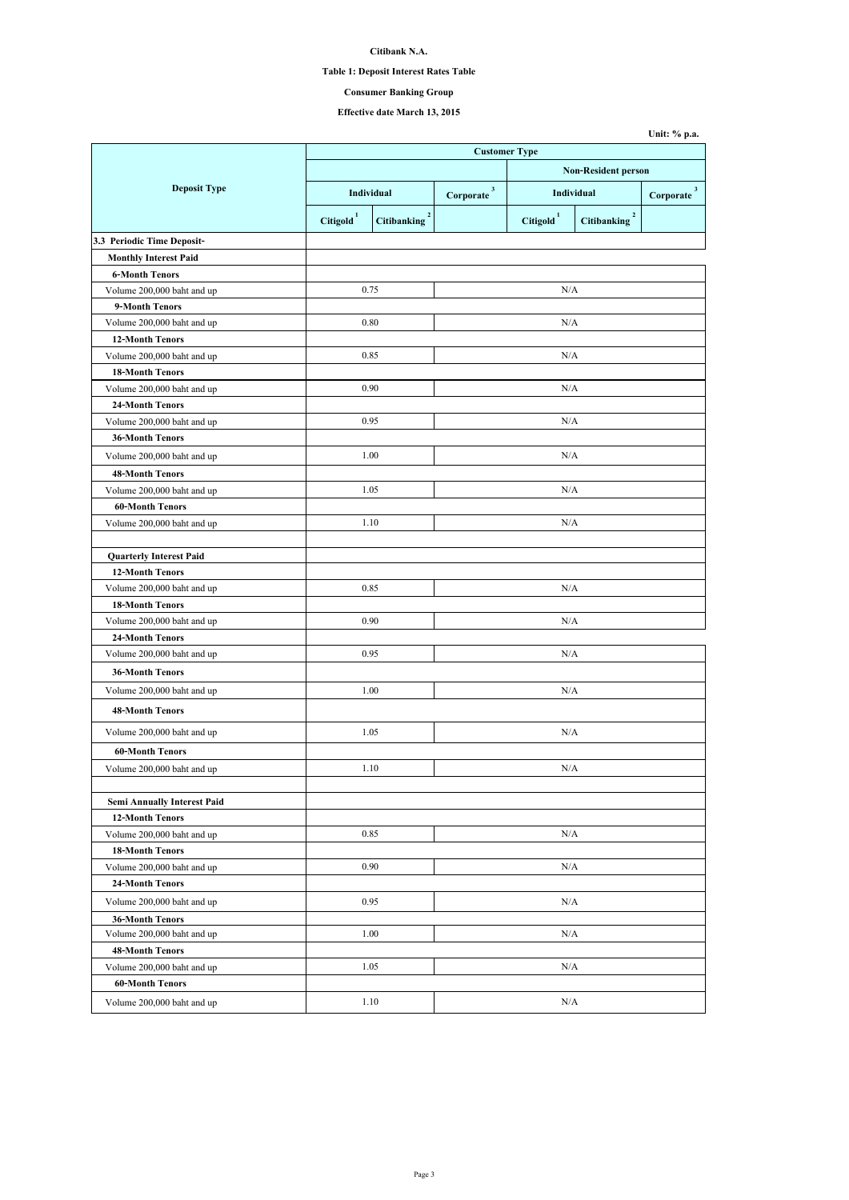**Citibank N.A.**

**Table 1: Deposit Interest Rates Table**

**Consumer Banking Group**

**Effective date March 13, 2015**

Unit: % p.a.

| Deposit Type | Customer Type | | | | | |
|---|---|---|---|---|---|---|
| | | | | Non-Resident person | | |
| | Individual | | Corporate [3] | Individual | | Corporate [3] |
| | Citigold [1] | Citibanking [2] | | Citigold [1] | Citibanking [2] | |
| **3.3 Periodic Time Deposit-** | | | | | | |
| **Monthly Interest Paid** | | | | | | |
| **6-Month Tenors** | | | | | | |
| Volume 200,000 baht and up | 0.75 | | N/A | | | |
| **9-Month Tenors** | | | | | | |
| Volume 200,000 baht and up | 0.80 | | N/A | | | |
| **12-Month Tenors** | | | | | | |
| Volume 200,000 baht and up | 0.85 | | N/A | | | |
| **18-Month Tenors** | | | | | | |
| Volume 200,000 baht and up | 0.90 | | N/A | | | |
| **24-Month Tenors** | | | | | | |
| Volume 200,000 baht and up | 0.95 | | N/A | | | |
| **36-Month Tenors** | | | | | | |
| Volume 200,000 baht and up | 1.00 | | N/A | | | |
| **48-Month Tenors** | | | | | | |
| Volume 200,000 baht and up | 1.05 | | N/A | | | |
| **60-Month Tenors** | | | | | | |
| Volume 200,000 baht and up | 1.10 | | N/A | | | |
| | | | | | | |
| **Quarterly Interest Paid** | | | | | | |
| **12-Month Tenors** | | | | | | |
| Volume 200,000 baht and up | 0.85 | | N/A | | | |
| **18-Month Tenors** | | | | | | |
| Volume 200,000 baht and up | 0.90 | | N/A | | | |
| **24-Month Tenors** | | | | | | |
| Volume 200,000 baht and up | 0.95 | | N/A | | | |
| **36-Month Tenors** | | | | | | |
| Volume 200,000 baht and up | 1.00 | | N/A | | | |
| **48-Month Tenors** | | | | | | |
| Volume 200,000 baht and up | 1.05 | | N/A | | | |
| **60-Month Tenors** | | | | | | |
| Volume 200,000 baht and up | 1.10 | | N/A | | | |
| | | | | | | |
| **Semi Annually Interest Paid** | | | | | | |
| **12-Month Tenors** | | | | | | |
| Volume 200,000 baht and up | 0.85 | | N/A | | | |
| **18-Month Tenors** | | | | | | |
| Volume 200,000 baht and up | 0.90 | | N/A | | | |
| **24-Month Tenors** | | | | | | |
| Volume 200,000 baht and up | 0.95 | | N/A | | | |
| **36-Month Tenors** | | | | | | |
| Volume 200,000 baht and up | 1.00 | | N/A | | | |
| **48-Month Tenors** | | | | | | |
| Volume 200,000 baht and up | 1.05 | | N/A | | | |
| **60-Month Tenors** | | | | | | |
| Volume 200,000 baht and up | 1.10 | | N/A | | | |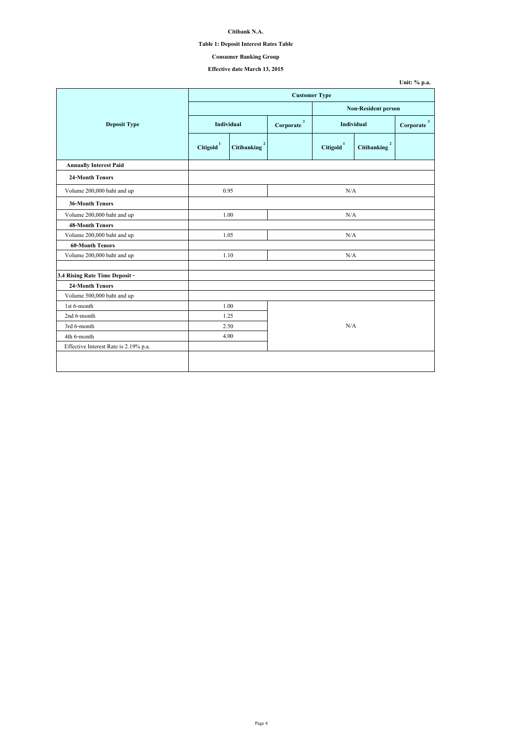**Citibank N.A.**

**Table 1: Deposit Interest Rates Table**

**Consumer Banking Group**

**Effective date March 13, 2015**

**Unit: % p.a.**

| Deposit Type | Customer Type | | | | | |
|---|---|---|---|---|---|---|
| | | | | Non-Resident person | | |
| | Individual | | Corporate [3] | Individual | | Corporate [3] |
| | Citigold [1] | Citibanking [2] | | Citigold [1] | Citibanking [2] | |
| **Annually Interest Paid** | | | | | | |
| **24-Month Tenors** | | | | | | |
| Volume 200,000 baht and up | 0.95 | | N/A | | | |
| **36-Month Tenors** | | | | | | |
| Volume 200,000 baht and up | 1.00 | | N/A | | | |
| **48-Month Tenors** | | | | | | |
| Volume 200,000 baht and up | 1.05 | | N/A | | | |
| **60-Month Tenors** | | | | | | |
| Volume 200,000 baht and up | 1.10 | | N/A | | | |
| | | | | | | |
| **3.4 Rising Rate Time Deposit -** | | | | | | |
| **24-Month Tenors** | | | | | | |
| Volume 500,000 baht and up | | | | | | |
| 1st 6-month | 1.00 | | N/A | | | |
| 2nd 6-month | 1.25 | | | | | |
| 3rd 6-month | 2.50 | | | | | |
| 4th 6-month | 4.00 | | | | | |
| Effective Interest Rate is 2.19% p.a. | | | | | | |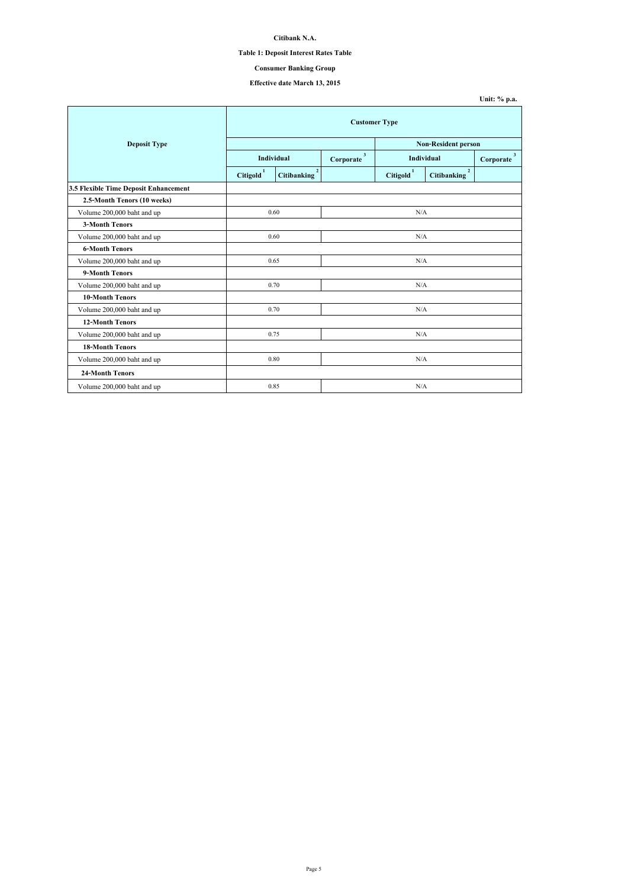**Citibank N.A.**

**Table 1: Deposit Interest Rates Table**

**Consumer Banking Group**

**Effective date March 13, 2015**

**Unit: % p.a.**

| Deposit Type | Customer Type | | | | | |
|---|---|---|---|---|---|---|
| | | | | Non-Resident person | | |
| | Individual | | Corporate [3] | Individual | | Corporate [3] |
| | Citigold [1] | Citibanking [2] | | Citigold [1] | Citibanking [2] | |
| **3.5 Flexible Time Deposit Enhancement** | | | | | | |
| **2.5-Month Tenors (10 weeks)** | | | | | | |
| Volume 200,000 baht and up | 0.60 | | N/A | | | |
| **3-Month Tenors** | | | | | | |
| Volume 200,000 baht and up | 0.60 | | N/A | | | |
| **6-Month Tenors** | | | | | | |
| Volume 200,000 baht and up | 0.65 | | N/A | | | |
| **9-Month Tenors** | | | | | | |
| Volume 200,000 baht and up | 0.70 | | N/A | | | |
| **10-Month Tenors** | | | | | | |
| Volume 200,000 baht and up | 0.70 | | N/A | | | |
| **12-Month Tenors** | | | | | | |
| Volume 200,000 baht and up | 0.75 | | N/A | | | |
| **18-Month Tenors** | | | | | | |
| Volume 200,000 baht and up | 0.80 | | N/A | | | |
| **24-Month Tenors** | | | | | | |
| Volume 200,000 baht and up | 0.85 | | N/A | | | |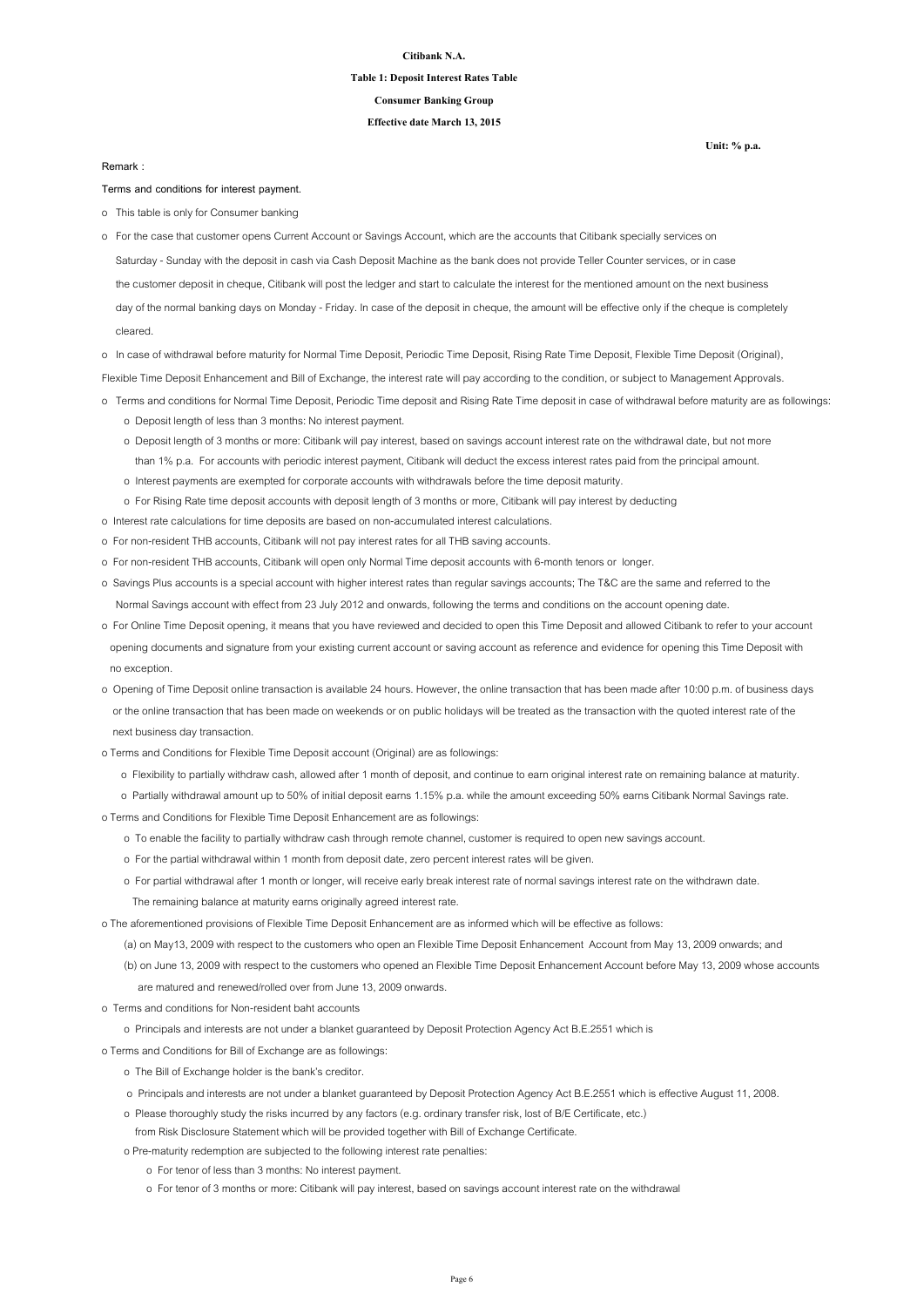**Citibank N.A.**

**Table 1: Deposit Interest Rates Table**

**Consumer Banking Group**

**Effective date March 13, 2015**

**Unit: % p.a.**

Remark :

Terms and conditions for interest payment.

- This table is only for Consumer banking
- For the case that customer opens Current Account or Savings Account, which are the accounts that Citibank specially services on Saturday - Sunday with the deposit in cash via Cash Deposit Machine as the bank does not provide Teller Counter services, or in case the customer deposit in cheque, Citibank will post the ledger and start to calculate the interest for the mentioned amount on the next business day of the normal banking days on Monday - Friday. In case of the deposit in cheque, the amount will be effective only if the cheque is completely cleared.
- In case of withdrawal before maturity for Normal Time Deposit, Periodic Time Deposit, Rising Rate Time Deposit, Flexible Time Deposit (Original), Flexible Time Deposit Enhancement and Bill of Exchange, the interest rate will pay according to the condition, or subject to Management Approvals.
- Terms and conditions for Normal Time Deposit, Periodic Time deposit and Rising Rate Time deposit in case of withdrawal before maturity are as followings:
  - Deposit length of less than 3 months: No interest payment.
  - Deposit length of 3 months or more: Citibank will pay interest, based on savings account interest rate on the withdrawal date, but not more than 1% p.a. For accounts with periodic interest payment, Citibank will deduct the excess interest rates paid from the principal amount.
  - Interest payments are exempted for corporate accounts with withdrawals before the time deposit maturity.
  - For Rising Rate time deposit accounts with deposit length of 3 months or more, Citibank will pay interest by deducting
- Interest rate calculations for time deposits are based on non-accumulated interest calculations.
- For non-resident THB accounts, Citibank will not pay interest rates for all THB saving accounts.
- For non-resident THB accounts, Citibank will open only Normal Time deposit accounts with 6-month tenors or longer.
- Savings Plus accounts is a special account with higher interest rates than regular savings accounts; The T&C are the same and referred to the Normal Savings account with effect from 23 July 2012 and onwards, following the terms and conditions on the account opening date.
- For Online Time Deposit opening, it means that you have reviewed and decided to open this Time Deposit and allowed Citibank to refer to your account opening documents and signature from your existing current account or saving account as reference and evidence for opening this Time Deposit with no exception.
- Opening of Time Deposit online transaction is available 24 hours. However, the online transaction that has been made after 10:00 p.m. of business days or the online transaction that has been made on weekends or on public holidays will be treated as the transaction with the quoted interest rate of the next business day transaction.
- Terms and Conditions for Flexible Time Deposit account (Original) are as followings:
  - Flexibility to partially withdraw cash, allowed after 1 month of deposit, and continue to earn original interest rate on remaining balance at maturity.
  - Partially withdrawal amount up to 50% of initial deposit earns 1.15% p.a. while the amount exceeding 50% earns Citibank Normal Savings rate.
- Terms and Conditions for Flexible Time Deposit Enhancement are as followings:
  - To enable the facility to partially withdraw cash through remote channel, customer is required to open new savings account.
  - For the partial withdrawal within 1 month from deposit date, zero percent interest rates will be given.
  - For partial withdrawal after 1 month or longer, will receive early break interest rate of normal savings interest rate on the withdrawn date. The remaining balance at maturity earns originally agreed interest rate.
- The aforementioned provisions of Flexible Time Deposit Enhancement are as informed which will be effective as follows:
  - (a) on May13, 2009 with respect to the customers who open an Flexible Time Deposit Enhancement Account from May 13, 2009 onwards; and
  - (b) on June 13, 2009 with respect to the customers who opened an Flexible Time Deposit Enhancement Account before May 13, 2009 whose accounts are matured and renewed/rolled over from June 13, 2009 onwards.
- Terms and conditions for Non-resident baht accounts
  - Principals and interests are not under a blanket guaranteed by Deposit Protection Agency Act B.E.2551 which is
- Terms and Conditions for Bill of Exchange are as followings:
  - The Bill of Exchange holder is the bank's creditor.
  - Principals and interests are not under a blanket guaranteed by Deposit Protection Agency Act B.E.2551 which is effective August 11, 2008.
  - Please thoroughly study the risks incurred by any factors (e.g. ordinary transfer risk, lost of B/E Certificate, etc.) from Risk Disclosure Statement which will be provided together with Bill of Exchange Certificate.
  - Pre-maturity redemption are subjected to the following interest rate penalties:
    - For tenor of less than 3 months: No interest payment.
    - For tenor of 3 months or more: Citibank will pay interest, based on savings account interest rate on the withdrawal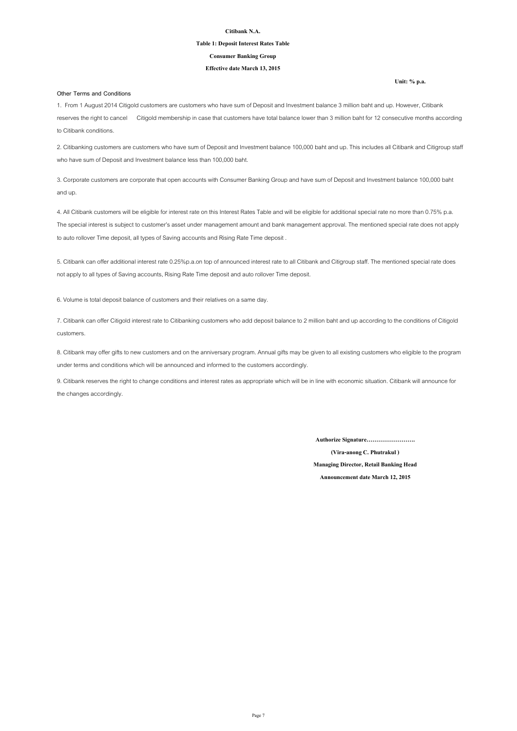**Citibank N.A.**

**Table 1: Deposit Interest Rates Table**

**Consumer Banking Group**

**Effective date March 13, 2015**

**Unit: % p.a.**

Other Terms and Conditions

1. From 1 August 2014 Citigold customers are customers who have sum of Deposit and Investment balance 3 million baht and up. However, Citibank reserves the right to cancel Citigold membership in case that customers have total balance lower than 3 million baht for 12 consecutive months according to Citibank conditions.

2. Citibanking customers are customers who have sum of Deposit and Investment balance 100,000 baht and up. This includes all Citibank and Citigroup staff who have sum of Deposit and Investment balance less than 100,000 baht.

3. Corporate customers are corporate that open accounts with Consumer Banking Group and have sum of Deposit and Investment balance 100,000 baht and up.

4. All Citibank customers will be eligible for interest rate on this Interest Rates Table and will be eligible for additional special rate no more than 0.75% p.a. The special interest is subject to customer's asset under management amount and bank management approval. The mentioned special rate does not apply to auto rollover Time deposit, all types of Saving accounts and Rising Rate Time deposit .

5. Citibank can offer additional interest rate 0.25%p.a.on top of announced interest rate to all Citibank and Citigroup staff. The mentioned special rate does not apply to all types of Saving accounts, Rising Rate Time deposit and auto rollover Time deposit.

6. Volume is total deposit balance of customers and their relatives on a same day.

7. Citibank can offer Citigold interest rate to Citibanking customers who add deposit balance to 2 million baht and up according to the conditions of Citigold customers.

8. Citibank may offer gifts to new customers and on the anniversary program. Annual gifts may be given to all existing customers who eligible to the program under terms and conditions which will be announced and informed to the customers accordingly.

9. Citibank reserves the right to change conditions and interest rates as appropriate which will be in line with economic situation. Citibank will announce for the changes accordingly.

**Authorize Signature…………………….**

**(Vira-anong C. Phutrakul )**

**Managing Director, Retail Banking Head**

**Announcement date March 12, 2015**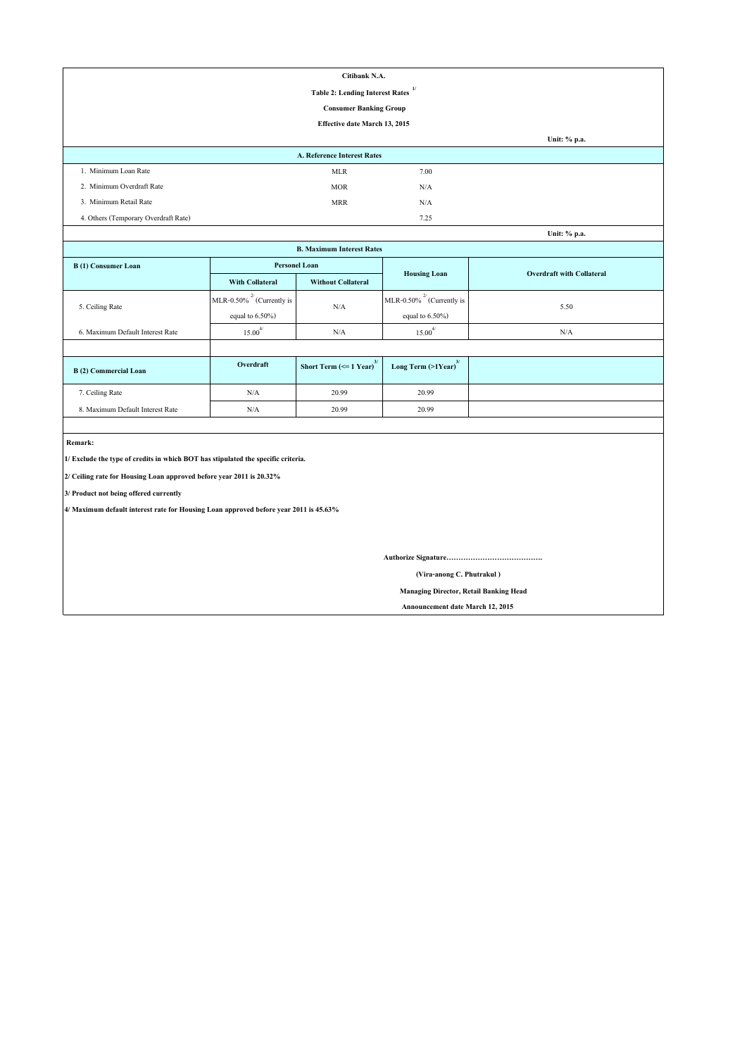**Citibank N.A.**

**Table 2: Lending Interest Rates [1/]**

**Consumer Banking Group**

**Effective date March 13, 2015**

**Unit: % p.a.**

| A. Reference Interest Rates | | |
|---|---|---|
| 1. Minimum Loan Rate | MLR | 7.00 |
| 2. Minimum Overdraft Rate | MOR | N/A |
| 3. Minimum Retail Rate | MRR | N/A |
| 4. Others (Temporary Overdraft Rate) | | 7.25 |

**Unit: % p.a.**

**B. Maximum Interest Rates**

| B (1) Consumer Loan | Personel Loan | | Housing Loan | Overdraft with Collateral |
|---|---|---|---|---|
| | With Collateral | Without Collateral | | |
| 5. Ceiling Rate | MLR-0.50% [2/] (Currently is equal to 6.50%) | N/A | MLR-0.50% [2/] (Currently is equal to 6.50%) | 5.50 |
| 6. Maximum Default Interest Rate | 15.00 [4/] | N/A | 15.00 [4/] | N/A |

| B (2) Commercial Loan | Overdraft | Short Term (<= 1 Year) [3/] | Long Term (>1Year) [3/] |
|---|---|---|---|
| 7. Ceiling Rate | N/A | 20.99 | 20.99 |
| 8. Maximum Default Interest Rate | N/A | 20.99 | 20.99 |

**Remark:**

**1/ Exclude the type of credits in which BOT has stipulated the specific criteria.**

**2/ Ceiling rate for Housing Loan approved before year 2011 is 20.32%**

**3/ Product not being offered currently**

**4/ Maximum default interest rate for Housing Loan approved before year 2011 is 45.63%**

**Authorize Signature………………………………….**

**(Vira-anong C. Phutrakul )**

**Managing Director, Retail Banking Head**

**Announcement date March 12, 2015**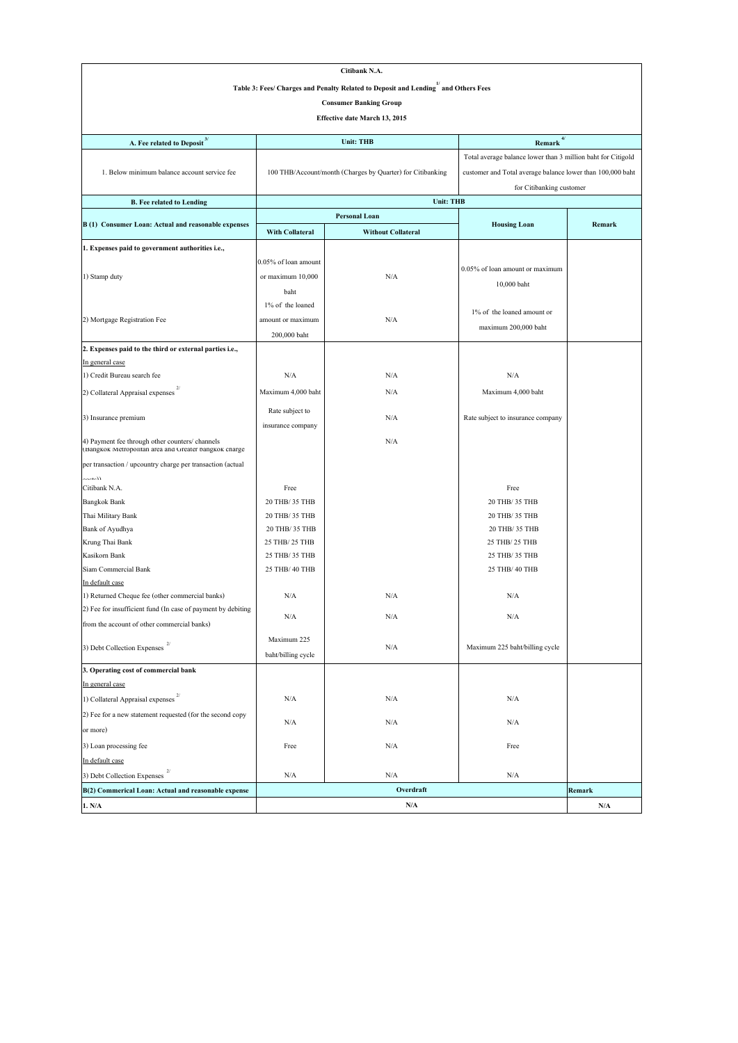**Citibank N.A.**

**Table 3: Fees/ Charges and Penalty Related to Deposit and Lending[1/] and Others Fees**

**Consumer Banking Group**

**Effective date March 13, 2015**

| A. Fee related to Deposit[3/] | Unit: THB | | Remark[4/] | |
|---|---|---|---|---|
| 1. Below minimum balance account service fee | 100 THB/Account/month (Charges by Quarter) for Citibanking | | Total average balance lower than 3 million baht for Citigold customer and Total average balance lower than 100,000 baht for Citibanking customer | |
| **B. Fee related to Lending** | **Unit: THB** | | | |
| **B (1) Consumer Loan: Actual and reasonable expenses** | **Personal Loan** | | **Housing Loan** | **Remark** |
| | **With Collateral** | **Without Collateral** | | |
| **1. Expenses paid to government authorities i.e.,** | | | | |
| 1) Stamp duty | 0.05% of loan amount or maximum 10,000 baht | N/A | 0.05% of loan amount or maximum 10,000 baht | |
| 2) Mortgage Registration Fee | 1% of the loaned amount or maximum 200,000 baht | N/A | 1% of the loaned amount or maximum 200,000 baht | |
| **2. Expenses paid to the third or external parties i.e.,** | | | | |
| In general case | | | | |
| 1) Credit Bureau search fee | N/A | N/A | N/A | |
| 2) Collateral Appraisal expenses[2/] | Maximum 4,000 baht | N/A | Maximum 4,000 baht | |
| 3) Insurance premium | Rate subject to insurance company | N/A | Rate subject to insurance company | |
| 4) Payment fee through other counters/ channels (Bangkok Metropolitan area and Greater Bangkok charge per transaction / upcountry charge per transaction (actual costs)) | | N/A | | |
| Citibank N.A. | Free | | Free | |
| Bangkok Bank | 20 THB/ 35 THB | | 20 THB/ 35 THB | |
| Thai Military Bank | 20 THB/ 35 THB | | 20 THB/ 35 THB | |
| Bank of Ayudhya | 20 THB/ 35 THB | | 20 THB/ 35 THB | |
| Krung Thai Bank | 25 THB/ 25 THB | | 25 THB/ 25 THB | |
| Kasikorn Bank | 25 THB/ 35 THB | | 25 THB/ 35 THB | |
| Siam Commercial Bank | 25 THB/ 40 THB | | 25 THB/ 40 THB | |
| In default case | | | | |
| 1) Returned Cheque fee (other commercial banks) | N/A | N/A | N/A | |
| 2) Fee for insufficient fund (In case of payment by debiting from the account of other commercial banks) | N/A | N/A | N/A | |
| 3) Debt Collection Expenses[2/] | Maximum 225 baht/billing cycle | N/A | Maximum 225 baht/billing cycle | |
| **3. Operating cost of commercial bank** | | | | |
| In general case | | | | |
| 1) Collateral Appraisal expenses[2/] | N/A | N/A | N/A | |
| 2) Fee for a new statement requested (for the second copy or more) | N/A | N/A | N/A | |
| 3) Loan processing fee | Free | N/A | Free | |
| In default case | | | | |
| 3) Debt Collection Expenses[2/] | N/A | N/A | N/A | |
| **B(2) Commerical Loan: Actual and reasonable expense** | **Overdraft** | | | **Remark** |
| **1. N/A** | **N/A** | | | **N/A** |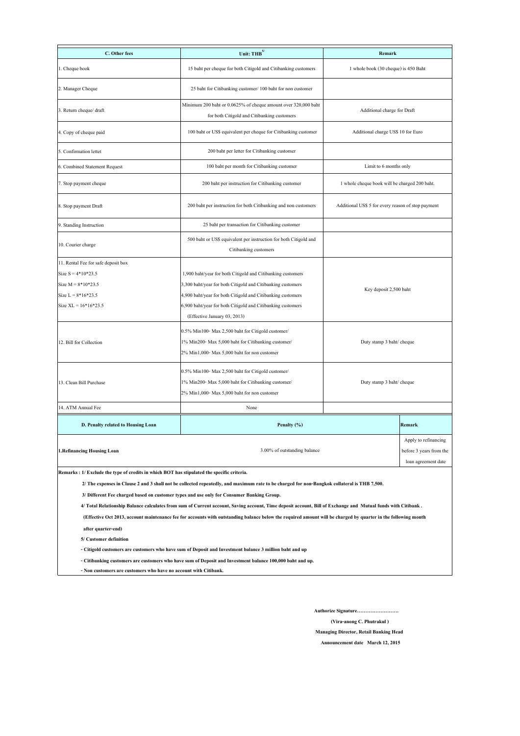| C. Other fees | Unit: THB[5/] | Remark |
|---|---|---|
| 1. Cheque book | 15 baht per cheque for both Citigold and Citibanking customers | 1 whole book (30 cheque) is 450 Baht |
| 2. Manager Cheque | 25 baht for Citibanking customer/ 100 baht for non customer | |
| 3. Return cheque/ draft | Minimum 200 baht or 0.0625% of cheque amount over 320,000 baht for both Citigold and Citibanking customers | Additional charge for Draft |
| 4. Copy of cheque paid | 100 baht or US$ equivalent per cheque for Citibanking customer | Additional charge US$ 10 for Euro |
| 5. Confirmation lettet | 200 baht per letter for Citibanking customer | |
| 6. Combined Statement Request | 100 baht per month for Citibanking customer | Limit to 6 months only |
| 7. Stop payment cheque | 200 baht per instruction for Citibanking customer | 1 whole cheque book will be charged 200 baht. |
| 8. Stop payment Draft | 200 baht per instruction for both Citibanking and non customers | Additional US$ 5 for every reason of stop payment |
| 9. Standing Instruction | 25 baht per transaction for Citibanking customer | |
| 10. Courier charge | 500 baht or US$ equivalent per instruction for both Citigold and Citibanking customers | |
| 11. Rental Fee for safe deposit box<br>Size S = 4*10*23.5<br>Size M = 8*10*23.5<br>Size L = 8*16*23.5<br>Size XL = 16*16*23.5 | 1,900 baht/year for both Citigold and Citibanking customers<br>3,300 baht/year for both Citigold and Citibanking customers<br>4,900 baht/year for both Citigold and Citibanking customers<br>6,900 baht/year for both Citigold and Citibanking customers<br>(Effective January 03, 2013) | Key deposit 2,500 baht |
| 12. Bill for Collection | 0.5% Min100- Max 2,500 baht for Citigold customer/<br>1% Min200- Max 5,000 baht for Citibanking customer/<br>2% Min1,000- Max 5,000 baht for non customer | Duty stamp 3 baht/ cheque |
| 13. Clean Bill Purchase | 0.5% Min100- Max 2,500 baht for Citigold customer/<br>1% Min200- Max 5,000 baht for Citibanking customer/<br>2% Min1,000- Max 5,000 baht for non customer | Duty stamp 3 baht/ cheque |
| 14. ATM Annual Fee | None | |

| D. Penalty related to Housing Loan | Penalty (%) | Remark |
|---|---|---|
| **1.Refinancing Housing Loan** | 3.00% of outstanding balance | Apply to refinancing before 3 years from the loan agreement date |

**Remarks : 1/ Exclude the type of credits in which BOT has stipulated the specific criteria.**

**2/ The expenses in Clause 2 and 3 shall not be collected repeatedly, and maximum rate to be charged for non-Bangkok collateral is THB 7,500.**

**3/ Different Fee charged based on customer types and use only for Consumer Banking Group.**

**4/ Total Relationship Balance calculates from sum of Current account, Saving account, Time deposit account, Bill of Exchange and Mutual funds with Citibank .**

**(Effective Oct 2013, account maintenance fee for accounts with outstanding balance below the required amount will be charged by quarter in the following month after quarter-end)**

**5/ Customer definition**

**- Citigold customers are customers who have sum of Deposit and Investment balance 3 million baht and up**

**- Citibanking customers are customers who have sum of Deposit and Investment balance 100,000 baht and up.**

**- Non customers are customers who have no account with Citibank.**

**Authorize Signature…………………….**

**(Vira-anong C. Phutrakul )**

**Managing Director, Retail Banking Head**

**Announcement date March 12, 2015**